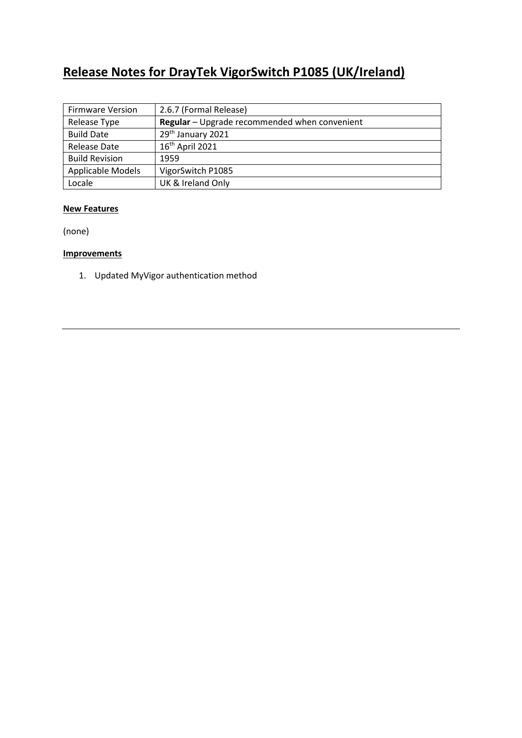# Release Notes for DrayTek VigorSwitch P1085 (UK/Ireland)

| Firmware Version | 2.6.7 (Formal Release) |
|---|---|
| Release Type | **Regular** – Upgrade recommended when convenient |
| Build Date | 29th January 2021 |
| Release Date | 16th April 2021 |
| Build Revision | 1959 |
| Applicable Models | VigorSwitch P1085 |
| Locale | UK & Ireland Only |

**New Features**

(none)

**Improvements**

1. Updated MyVigor authentication method

---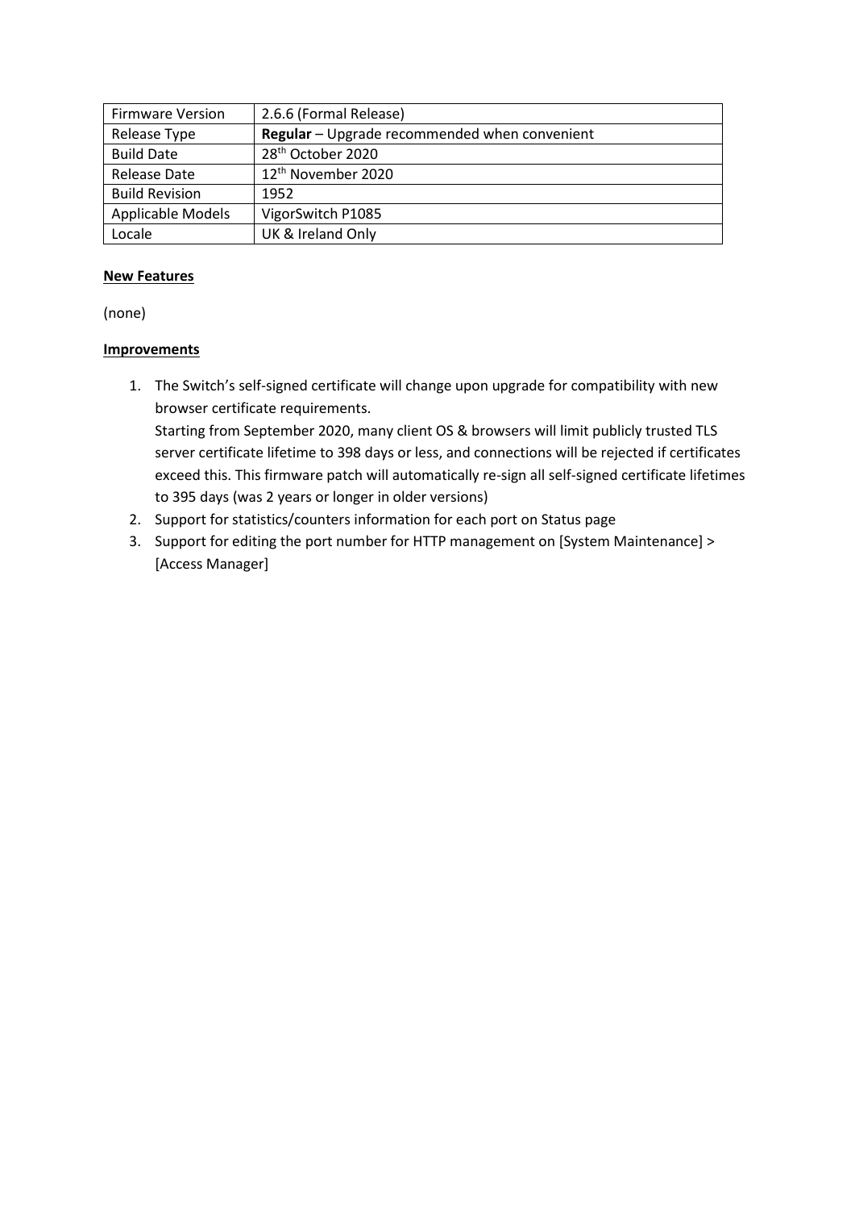| Firmware Version | 2.6.6 (Formal Release) |
| --- | --- |
| Release Type | **Regular** – Upgrade recommended when convenient |
| Build Date | 28th October 2020 |
| Release Date | 12th November 2020 |
| Build Revision | 1952 |
| Applicable Models | VigorSwitch P1085 |
| Locale | UK & Ireland Only |

**New Features**

(none)

**Improvements**

1. The Switch's self-signed certificate will change upon upgrade for compatibility with new browser certificate requirements.
   Starting from September 2020, many client OS & browsers will limit publicly trusted TLS server certificate lifetime to 398 days or less, and connections will be rejected if certificates exceed this. This firmware patch will automatically re-sign all self-signed certificate lifetimes to 395 days (was 2 years or longer in older versions)
2. Support for statistics/counters information for each port on Status page
3. Support for editing the port number for HTTP management on [System Maintenance] > [Access Manager]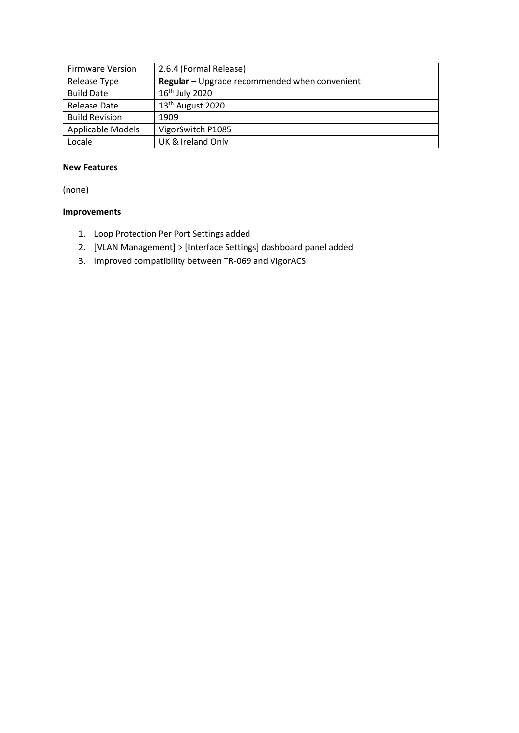| Firmware Version | 2.6.4 (Formal Release) |
| --- | --- |
| Release Type | **Regular** – Upgrade recommended when convenient |
| Build Date | 16th July 2020 |
| Release Date | 13th August 2020 |
| Build Revision | 1909 |
| Applicable Models | VigorSwitch P1085 |
| Locale | UK & Ireland Only |

**New Features**

(none)

**Improvements**

1. Loop Protection Per Port Settings added
2. [VLAN Management] > [Interface Settings] dashboard panel added
3. Improved compatibility between TR-069 and VigorACS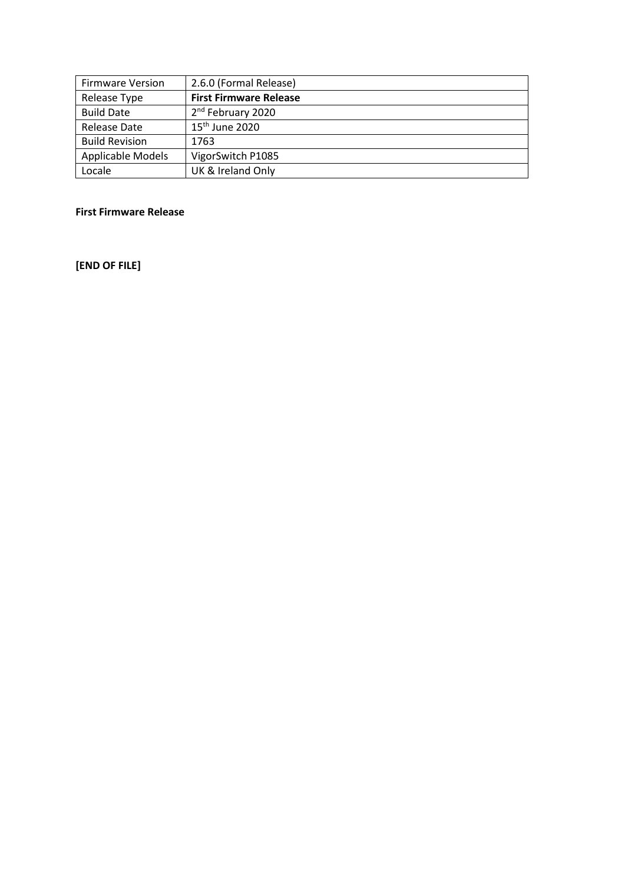| | |
|---|---|
| Firmware Version | 2.6.0 (Formal Release) |
| Release Type | **First Firmware Release** |
| Build Date | 2nd February 2020 |
| Release Date | 15th June 2020 |
| Build Revision | 1763 |
| Applicable Models | VigorSwitch P1085 |
| Locale | UK & Ireland Only |

**First Firmware Release**

**[END OF FILE]**